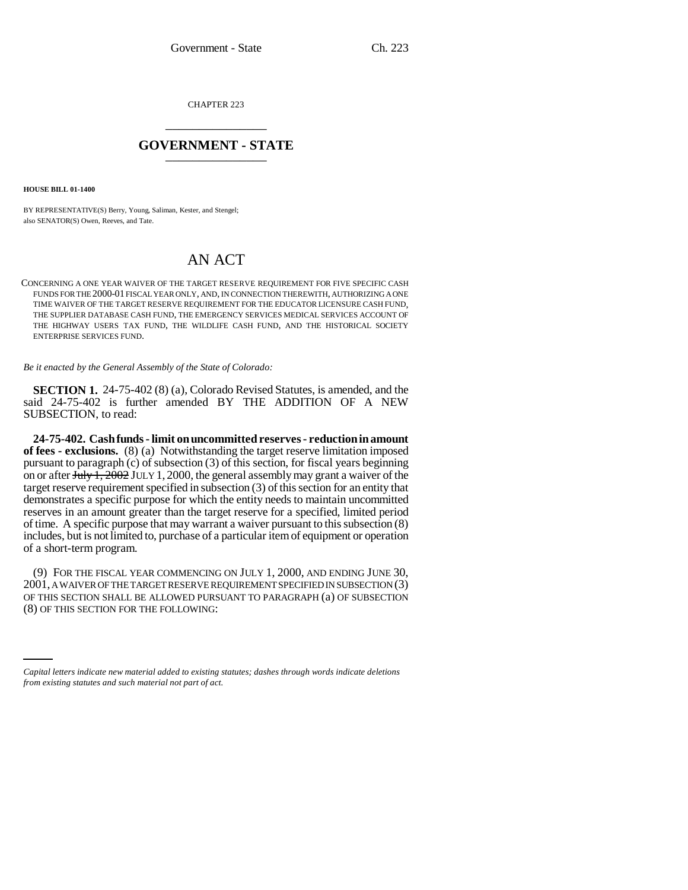CHAPTER 223

# GOVERNMENT - STATE

**HOUSE BILL 01-1400**

BY REPRESENTATIVE(S) Berry, Young, Saliman, Kester, and Stengel;
also SENATOR(S) Owen, Reeves, and Tate.

# AN ACT

CONCERNING A ONE YEAR WAIVER OF THE TARGET RESERVE REQUIREMENT FOR FIVE SPECIFIC CASH FUNDS FOR THE 2000-01 FISCAL YEAR ONLY, AND, IN CONNECTION THEREWITH, AUTHORIZING A ONE TIME WAIVER OF THE TARGET RESERVE REQUIREMENT FOR THE EDUCATOR LICENSURE CASH FUND, THE SUPPLIER DATABASE CASH FUND, THE EMERGENCY SERVICES MEDICAL SERVICES ACCOUNT OF THE HIGHWAY USERS TAX FUND, THE WILDLIFE CASH FUND, AND THE HISTORICAL SOCIETY ENTERPRISE SERVICES FUND.

*Be it enacted by the General Assembly of the State of Colorado:*

**SECTION 1.** 24-75-402 (8) (a), Colorado Revised Statutes, is amended, and the said 24-75-402 is further amended BY THE ADDITION OF A NEW SUBSECTION, to read:

**24-75-402. Cash funds - limit on uncommitted reserves - reduction in amount of fees - exclusions.** (8) (a) Notwithstanding the target reserve limitation imposed pursuant to paragraph (c) of subsection (3) of this section, for fiscal years beginning on or after ~~July 1, 2002~~ JULY 1, 2000, the general assembly may grant a waiver of the target reserve requirement specified in subsection (3) of this section for an entity that demonstrates a specific purpose for which the entity needs to maintain uncommitted reserves in an amount greater than the target reserve for a specified, limited period of time. A specific purpose that may warrant a waiver pursuant to this subsection (8) includes, but is not limited to, purchase of a particular item of equipment or operation of a short-term program.

(9) FOR THE FISCAL YEAR COMMENCING ON JULY 1, 2000, AND ENDING JUNE 30, 2001, A WAIVER OF THE TARGET RESERVE REQUIREMENT SPECIFIED IN SUBSECTION (3) OF THIS SECTION SHALL BE ALLOWED PURSUANT TO PARAGRAPH (a) OF SUBSECTION (8) OF THIS SECTION FOR THE FOLLOWING:

*Capital letters indicate new material added to existing statutes; dashes through words indicate deletions from existing statutes and such material not part of act.*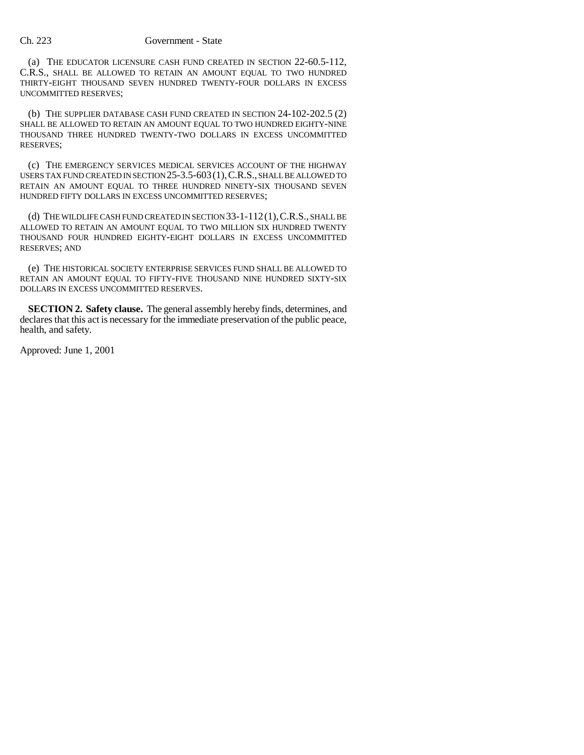(a) THE EDUCATOR LICENSURE CASH FUND CREATED IN SECTION 22-60.5-112, C.R.S., SHALL BE ALLOWED TO RETAIN AN AMOUNT EQUAL TO TWO HUNDRED THIRTY-EIGHT THOUSAND SEVEN HUNDRED TWENTY-FOUR DOLLARS IN EXCESS UNCOMMITTED RESERVES;

(b) THE SUPPLIER DATABASE CASH FUND CREATED IN SECTION 24-102-202.5 (2) SHALL BE ALLOWED TO RETAIN AN AMOUNT EQUAL TO TWO HUNDRED EIGHTY-NINE THOUSAND THREE HUNDRED TWENTY-TWO DOLLARS IN EXCESS UNCOMMITTED RESERVES;

(c) THE EMERGENCY SERVICES MEDICAL SERVICES ACCOUNT OF THE HIGHWAY USERS TAX FUND CREATED IN SECTION 25-3.5-603 (1), C.R.S., SHALL BE ALLOWED TO RETAIN AN AMOUNT EQUAL TO THREE HUNDRED NINETY-SIX THOUSAND SEVEN HUNDRED FIFTY DOLLARS IN EXCESS UNCOMMITTED RESERVES;

(d) THE WILDLIFE CASH FUND CREATED IN SECTION 33-1-112 (1), C.R.S., SHALL BE ALLOWED TO RETAIN AN AMOUNT EQUAL TO TWO MILLION SIX HUNDRED TWENTY THOUSAND FOUR HUNDRED EIGHTY-EIGHT DOLLARS IN EXCESS UNCOMMITTED RESERVES; AND

(e) THE HISTORICAL SOCIETY ENTERPRISE SERVICES FUND SHALL BE ALLOWED TO RETAIN AN AMOUNT EQUAL TO FIFTY-FIVE THOUSAND NINE HUNDRED SIXTY-SIX DOLLARS IN EXCESS UNCOMMITTED RESERVES.

**SECTION 2. Safety clause.** The general assembly hereby finds, determines, and declares that this act is necessary for the immediate preservation of the public peace, health, and safety.

Approved: June 1, 2001